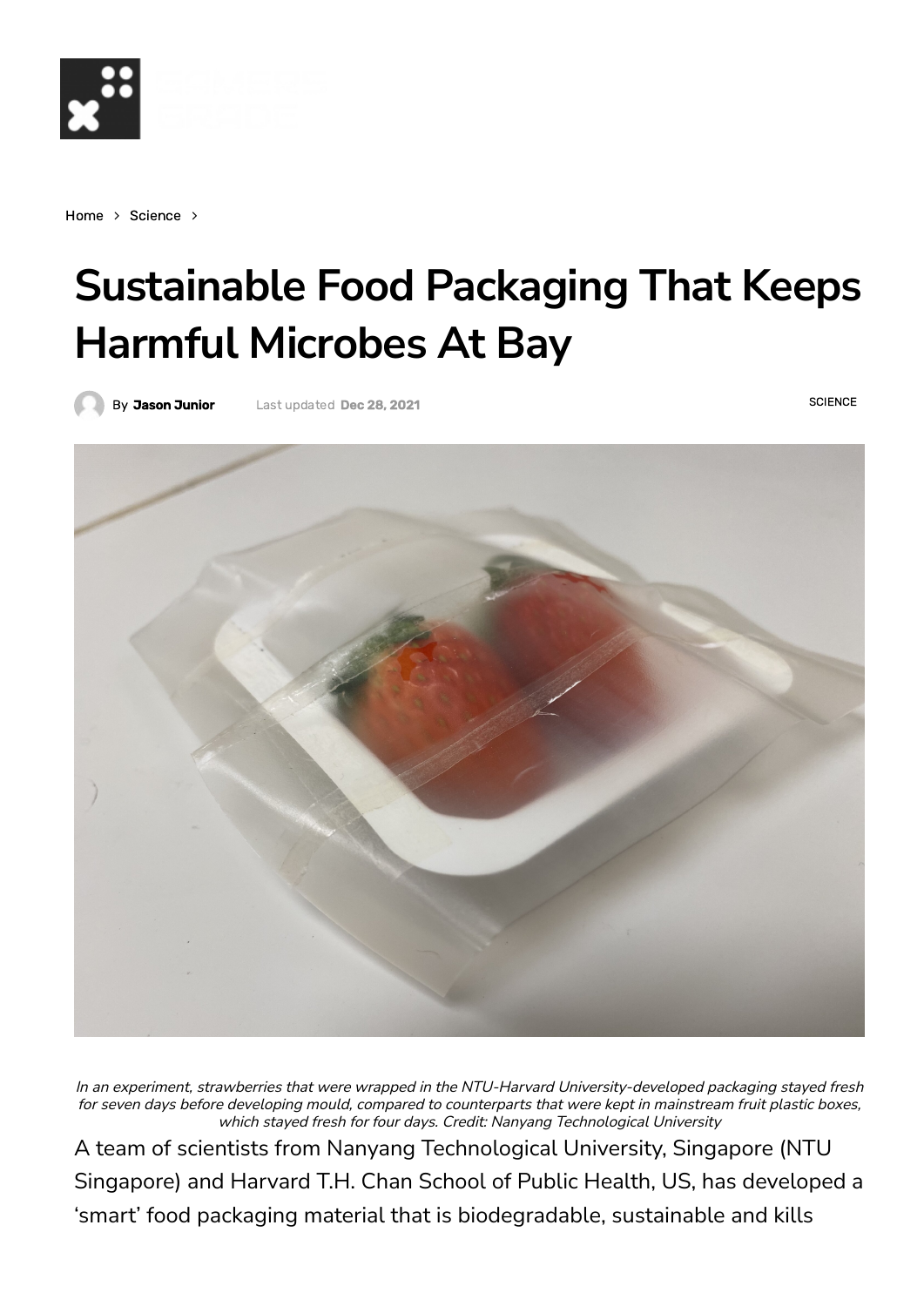Home > Science >

# Sustainable Food Packaging That Keeps Harmful Microbes At Bay

By **Jason Junior** Last updated **Dec 28, 2021** SCIENCE

*In an experiment, strawberries that were wrapped in the NTU-Harvard University-developed packaging stayed fresh for seven days before developing mould, compared to counterparts that were kept in mainstream fruit plastic boxes, which stayed fresh for four days. Credit: Nanyang Technological University*

A team of scientists from Nanyang Technological University, Singapore (NTU Singapore) and Harvard T.H. Chan School of Public Health, US, has developed a 'smart' food packaging material that is biodegradable, sustainable and kills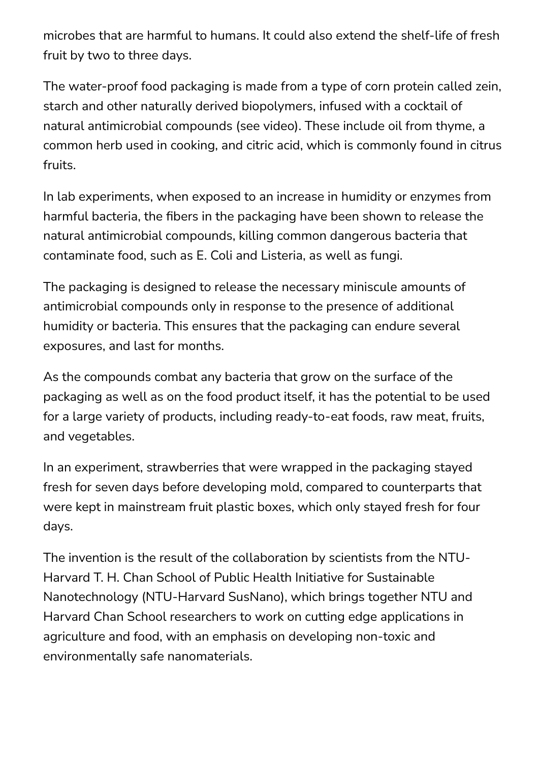microbes that are harmful to humans. It could also extend the shelf-life of fresh fruit by two to three days.

The water-proof food packaging is made from a type of corn protein called zein, starch and other naturally derived biopolymers, infused with a cocktail of natural antimicrobial compounds (see video). These include oil from thyme, a common herb used in cooking, and citric acid, which is commonly found in citrus fruits.

In lab experiments, when exposed to an increase in humidity or enzymes from harmful bacteria, the fibers in the packaging have been shown to release the natural antimicrobial compounds, killing common dangerous bacteria that contaminate food, such as E. Coli and Listeria, as well as fungi.

The packaging is designed to release the necessary miniscule amounts of antimicrobial compounds only in response to the presence of additional humidity or bacteria. This ensures that the packaging can endure several exposures, and last for months.

As the compounds combat any bacteria that grow on the surface of the packaging as well as on the food product itself, it has the potential to be used for a large variety of products, including ready-to-eat foods, raw meat, fruits, and vegetables.

In an experiment, strawberries that were wrapped in the packaging stayed fresh for seven days before developing mold, compared to counterparts that were kept in mainstream fruit plastic boxes, which only stayed fresh for four days.

The invention is the result of the collaboration by scientists from the NTU-Harvard T. H. Chan School of Public Health Initiative for Sustainable Nanotechnology (NTU-Harvard SusNano), which brings together NTU and Harvard Chan School researchers to work on cutting edge applications in agriculture and food, with an emphasis on developing non-toxic and environmentally safe nanomaterials.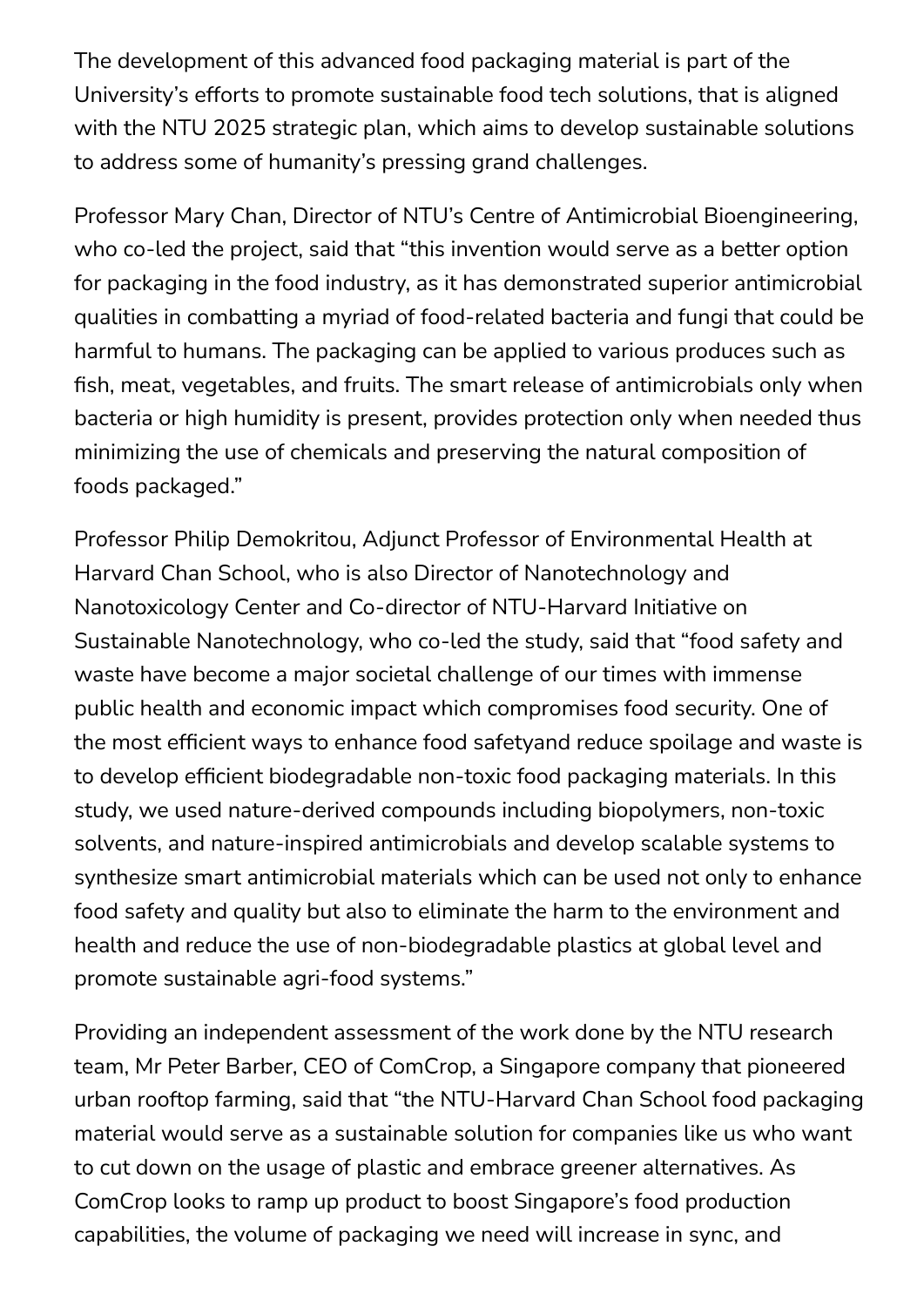The development of this advanced food packaging material is part of the University's efforts to promote sustainable food tech solutions, that is aligned with the NTU 2025 strategic plan, which aims to develop sustainable solutions to address some of humanity's pressing grand challenges.

Professor Mary Chan, Director of NTU's Centre of Antimicrobial Bioengineering, who co-led the project, said that "this invention would serve as a better option for packaging in the food industry, as it has demonstrated superior antimicrobial qualities in combatting a myriad of food-related bacteria and fungi that could be harmful to humans. The packaging can be applied to various produces such as fish, meat, vegetables, and fruits. The smart release of antimicrobials only when bacteria or high humidity is present, provides protection only when needed thus minimizing the use of chemicals and preserving the natural composition of foods packaged."

Professor Philip Demokritou, Adjunct Professor of Environmental Health at Harvard Chan School, who is also Director of Nanotechnology and Nanotoxicology Center and Co-director of NTU-Harvard Initiative on Sustainable Nanotechnology, who co-led the study, said that "food safety and waste have become a major societal challenge of our times with immense public health and economic impact which compromises food security. One of the most efficient ways to enhance food safetyand reduce spoilage and waste is to develop efficient biodegradable non-toxic food packaging materials. In this study, we used nature-derived compounds including biopolymers, non-toxic solvents, and nature-inspired antimicrobials and develop scalable systems to synthesize smart antimicrobial materials which can be used not only to enhance food safety and quality but also to eliminate the harm to the environment and health and reduce the use of non-biodegradable plastics at global level and promote sustainable agri-food systems."

Providing an independent assessment of the work done by the NTU research team, Mr Peter Barber, CEO of ComCrop, a Singapore company that pioneered urban rooftop farming, said that "the NTU-Harvard Chan School food packaging material would serve as a sustainable solution for companies like us who want to cut down on the usage of plastic and embrace greener alternatives. As ComCrop looks to ramp up product to boost Singapore's food production capabilities, the volume of packaging we need will increase in sync, and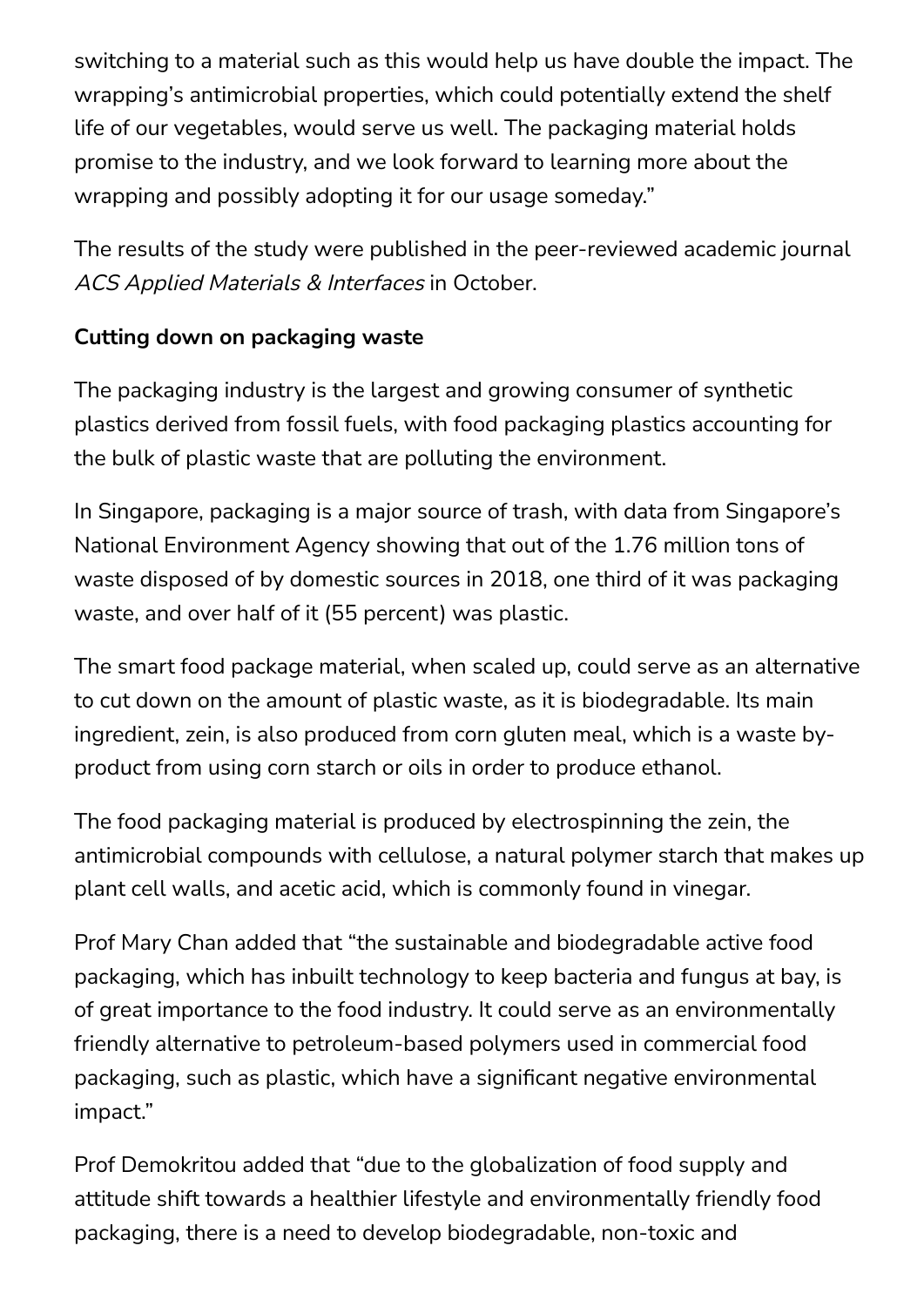switching to a material such as this would help us have double the impact. The wrapping's antimicrobial properties, which could potentially extend the shelf life of our vegetables, would serve us well. The packaging material holds promise to the industry, and we look forward to learning more about the wrapping and possibly adopting it for our usage someday."

The results of the study were published in the peer-reviewed academic journal *ACS Applied Materials & Interfaces* in October.

**Cutting down on packaging waste**

The packaging industry is the largest and growing consumer of synthetic plastics derived from fossil fuels, with food packaging plastics accounting for the bulk of plastic waste that are polluting the environment.

In Singapore, packaging is a major source of trash, with data from Singapore's National Environment Agency showing that out of the 1.76 million tons of waste disposed of by domestic sources in 2018, one third of it was packaging waste, and over half of it (55 percent) was plastic.

The smart food package material, when scaled up, could serve as an alternative to cut down on the amount of plastic waste, as it is biodegradable. Its main ingredient, zein, is also produced from corn gluten meal, which is a waste by-product from using corn starch or oils in order to produce ethanol.

The food packaging material is produced by electrospinning the zein, the antimicrobial compounds with cellulose, a natural polymer starch that makes up plant cell walls, and acetic acid, which is commonly found in vinegar.

Prof Mary Chan added that "the sustainable and biodegradable active food packaging, which has inbuilt technology to keep bacteria and fungus at bay, is of great importance to the food industry. It could serve as an environmentally friendly alternative to petroleum-based polymers used in commercial food packaging, such as plastic, which have a significant negative environmental impact."

Prof Demokritou added that "due to the globalization of food supply and attitude shift towards a healthier lifestyle and environmentally friendly food packaging, there is a need to develop biodegradable, non-toxic and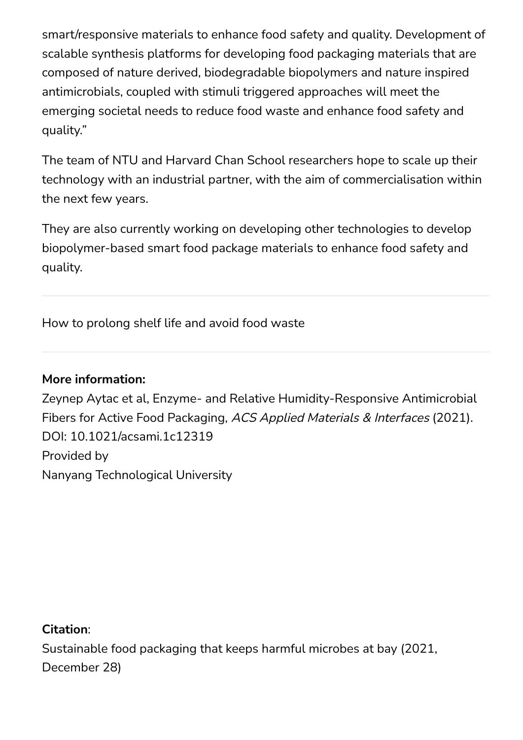smart/responsive materials to enhance food safety and quality. Development of scalable synthesis platforms for developing food packaging materials that are composed of nature derived, biodegradable biopolymers and nature inspired antimicrobials, coupled with stimuli triggered approaches will meet the emerging societal needs to reduce food waste and enhance food safety and quality."

The team of NTU and Harvard Chan School researchers hope to scale up their technology with an industrial partner, with the aim of commercialisation within the next few years.

They are also currently working on developing other technologies to develop biopolymer-based smart food package materials to enhance food safety and quality.

---

How to prolong shelf life and avoid food waste

---

**More information:**
Zeynep Aytac et al, Enzyme- and Relative Humidity-Responsive Antimicrobial Fibers for Active Food Packaging, *ACS Applied Materials & Interfaces* (2021). DOI: 10.1021/acsami.1c12319
Provided by
Nanyang Technological University

**Citation**:
Sustainable food packaging that keeps harmful microbes at bay (2021, December 28)